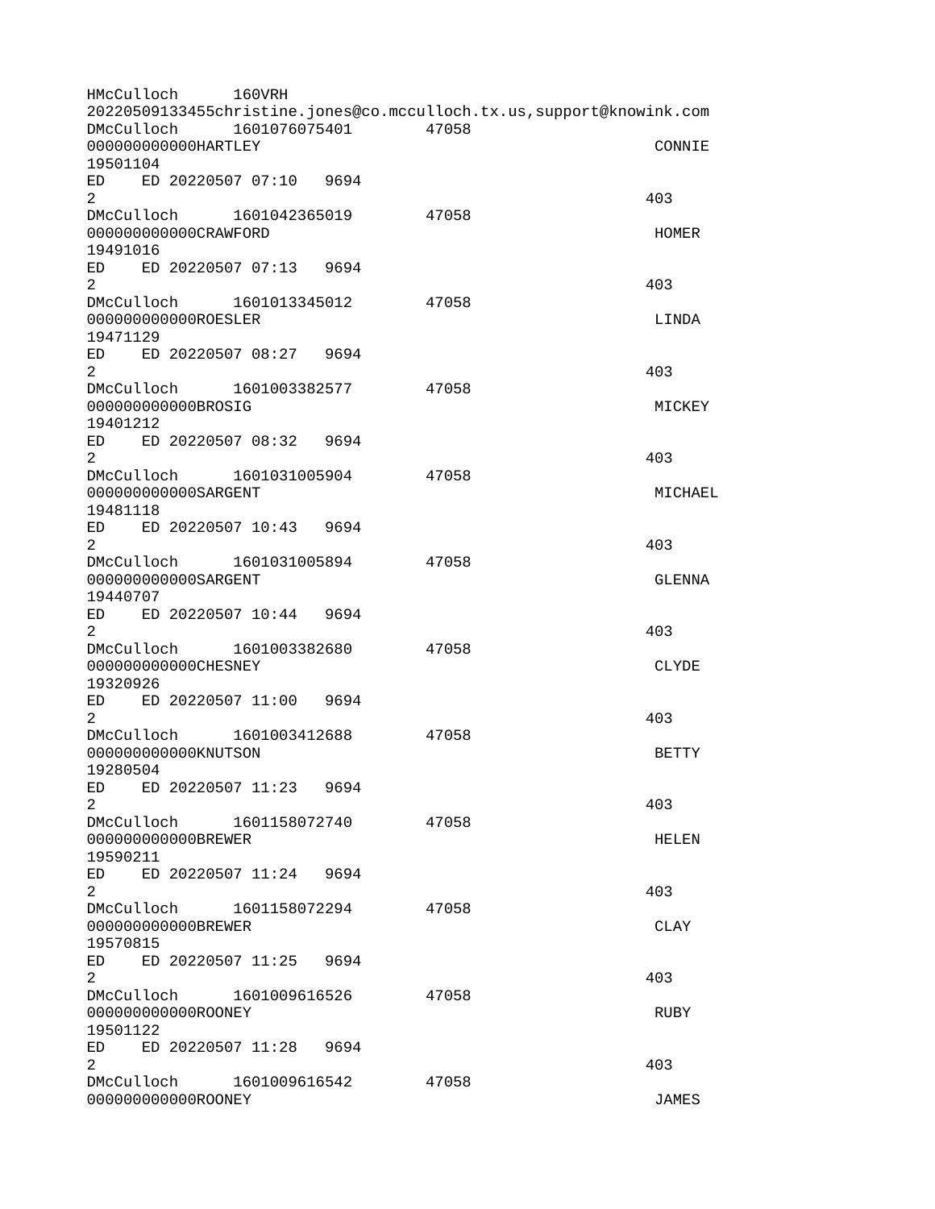```
HMcCulloch      160VRH
20220509133455christine.jones@co.mcculloch.tx.us,support@knowink.com
DMcCulloch      1601076075401       47058
000000000000HARTLEY                                               CONNIE
19501104
ED    ED 20220507 07:10   9694
2                                                                403
DMcCulloch      1601042365019       47058
000000000000CRAWFORD                                              HOMER
19491016
ED    ED 20220507 07:13   9694
2                                                                403
DMcCulloch      1601013345012       47058
000000000000ROESLER                                               LINDA
19471129
ED    ED 20220507 08:27   9694
2                                                                403
DMcCulloch      1601003382577       47058
000000000000BROSIG                                                MICKEY
19401212
ED    ED 20220507 08:32   9694
2                                                                403
DMcCulloch      1601031005904       47058
000000000000SARGENT                                               MICHAEL
19481118
ED    ED 20220507 10:43   9694
2                                                                403
DMcCulloch      1601031005894       47058
000000000000SARGENT                                               GLENNA
19440707
ED    ED 20220507 10:44   9694
2                                                                403
DMcCulloch      1601003382680       47058
000000000000CHESNEY                                               CLYDE
19320926
ED    ED 20220507 11:00   9694
2                                                                403
DMcCulloch      1601003412688       47058
000000000000KNUTSON                                               BETTY
19280504
ED    ED 20220507 11:23   9694
2                                                                403
DMcCulloch      1601158072740       47058
000000000000BREWER                                                HELEN
19590211
ED    ED 20220507 11:24   9694
2                                                                403
DMcCulloch      1601158072294       47058
000000000000BREWER                                                CLAY
19570815
ED    ED 20220507 11:25   9694
2                                                                403
DMcCulloch      1601009616526       47058
000000000000ROONEY                                                RUBY
19501122
ED    ED 20220507 11:28   9694
2                                                                403
DMcCulloch      1601009616542       47058
000000000000ROONEY                                                JAMES
```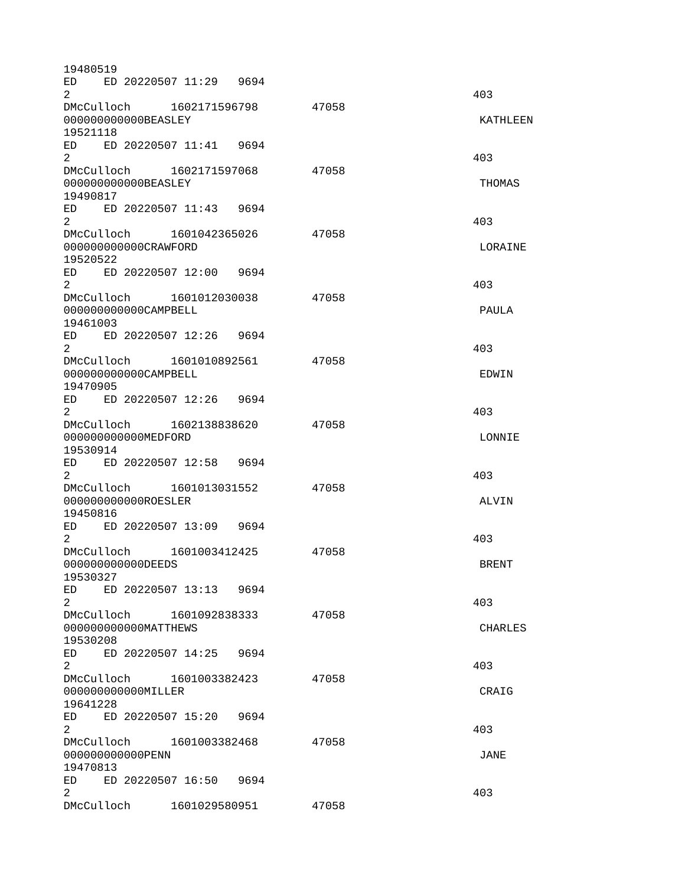```
19480519
ED    ED 20220507 11:29   9694
2                                                                 403
DMcCulloch      1602171596798       47058
000000000000BEASLEY                                                KATHLEEN
19521118
ED    ED 20220507 11:41   9694
2                                                                 403
DMcCulloch      1602171597068       47058
000000000000BEASLEY                                                THOMAS
19490817
ED    ED 20220507 11:43   9694
2                                                                 403
DMcCulloch      1601042365026       47058
000000000000CRAWFORD                                               LORAINE
19520522
ED    ED 20220507 12:00   9694
2                                                                 403
DMcCulloch      1601012030038       47058
000000000000CAMPBELL                                               PAULA
19461003
ED    ED 20220507 12:26   9694
2                                                                 403
DMcCulloch      1601010892561       47058
000000000000CAMPBELL                                               EDWIN
19470905
ED    ED 20220507 12:26   9694
2                                                                 403
DMcCulloch      1602138838620       47058
000000000000MEDFORD                                                LONNIE
19530914
ED    ED 20220507 12:58   9694
2                                                                 403
DMcCulloch      1601013031552       47058
000000000000ROESLER                                                ALVIN
19450816
ED    ED 20220507 13:09   9694
2                                                                 403
DMcCulloch      1601003412425       47058
000000000000DEEDS                                                  BRENT
19530327
ED    ED 20220507 13:13   9694
2                                                                 403
DMcCulloch      1601092838333       47058
000000000000MATTHEWS                                               CHARLES
19530208
ED    ED 20220507 14:25   9694
2                                                                 403
DMcCulloch      1601003382423       47058
000000000000MILLER                                                 CRAIG
19641228
ED    ED 20220507 15:20   9694
2                                                                 403
DMcCulloch      1601003382468       47058
000000000000PENN                                                   JANE
19470813
ED    ED 20220507 16:50   9694
2                                                                 403
DMcCulloch      1601029580951       47058
```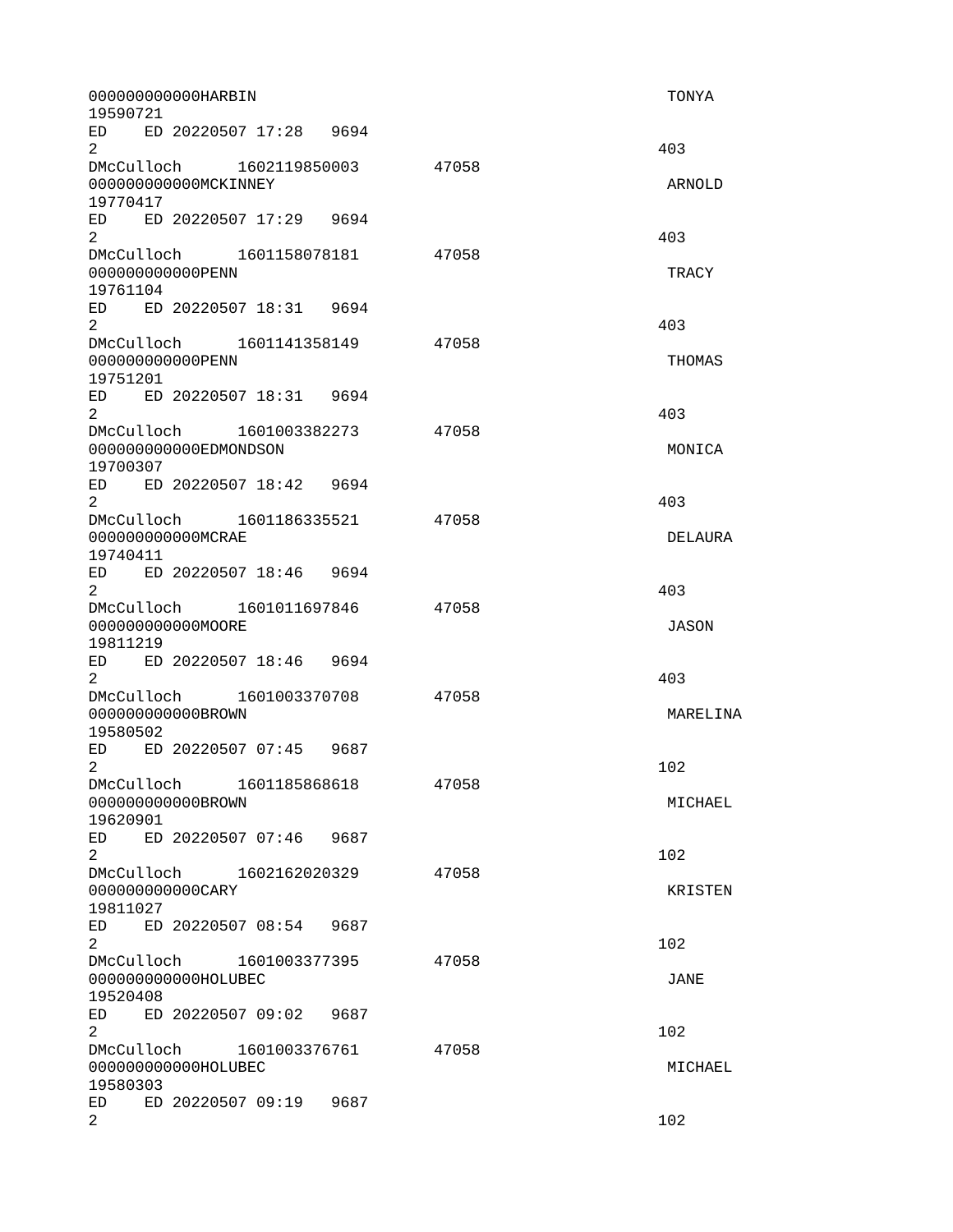```
000000000000HARBIN                                                    TONYA
19590721
ED    ED 20220507 17:28   9694
2                                                                     403
DMcCulloch      1602119850003        47058
000000000000MCKINNEY                                                  ARNOLD
19770417
ED    ED 20220507 17:29   9694
2                                                                     403
DMcCulloch      1601158078181        47058
000000000000PENN                                                      TRACY
19761104
ED    ED 20220507 18:31   9694
2                                                                     403
DMcCulloch      1601141358149        47058
000000000000PENN                                                      THOMAS
19751201
ED    ED 20220507 18:31   9694
2                                                                     403
DMcCulloch      1601003382273        47058
000000000000EDMONDSON                                                 MONICA
19700307
ED    ED 20220507 18:42   9694
2                                                                     403
DMcCulloch      1601186335521        47058
000000000000MCRAE                                                     DELAURA
19740411
ED    ED 20220507 18:46   9694
2                                                                     403
DMcCulloch      1601011697846        47058
000000000000MOORE                                                     JASON
19811219
ED    ED 20220507 18:46   9694
2                                                                     403
DMcCulloch      1601003370708        47058
000000000000BROWN                                                     MARELINA
19580502
ED    ED 20220507 07:45   9687
2                                                                     102
DMcCulloch      1601185868618        47058
000000000000BROWN                                                     MICHAEL
19620901
ED    ED 20220507 07:46   9687
2                                                                     102
DMcCulloch      1602162020329        47058
000000000000CARY                                                      KRISTEN
19811027
ED    ED 20220507 08:54   9687
2                                                                     102
DMcCulloch      1601003377395        47058
000000000000HOLUBEC                                                   JANE
19520408
ED    ED 20220507 09:02   9687
2                                                                     102
DMcCulloch      1601003376761        47058
000000000000HOLUBEC                                                   MICHAEL
19580303
ED    ED 20220507 09:19   9687
2                                                                     102
```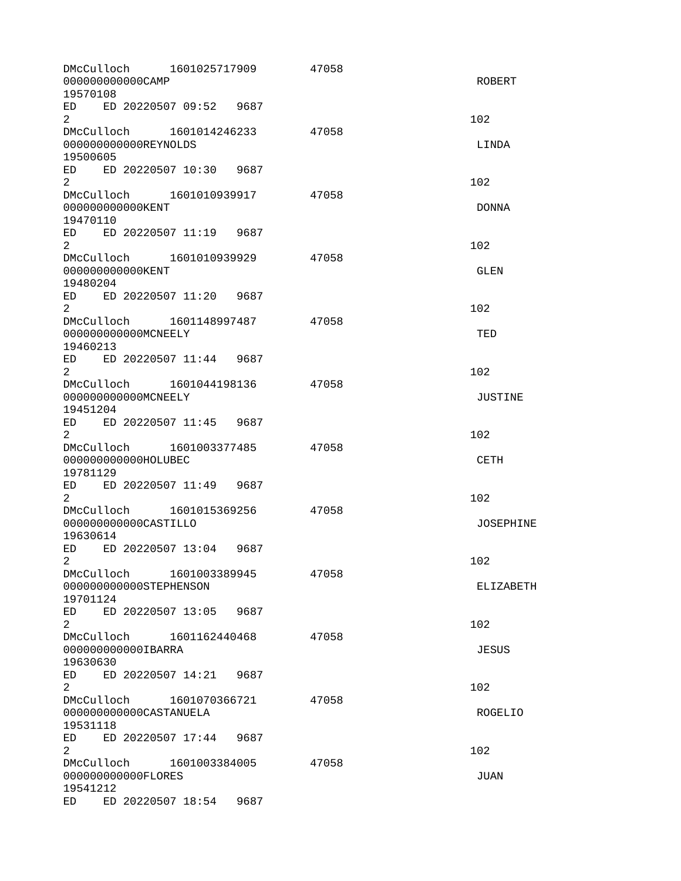```
DMcCulloch      1601025717909        47058
000000000000CAMP                                                  ROBERT
19570108
ED    ED 20220507 09:52   9687
2                                                                102
DMcCulloch      1601014246233        47058
000000000000REYNOLDS                                              LINDA
19500605
ED    ED 20220507 10:30   9687
2                                                                102
DMcCulloch      1601010939917        47058
000000000000KENT                                                  DONNA
19470110
ED    ED 20220507 11:19   9687
2                                                                102
DMcCulloch      1601010939929        47058
000000000000KENT                                                  GLEN
19480204
ED    ED 20220507 11:20   9687
2                                                                102
DMcCulloch      1601148997487        47058
000000000000MCNEELY                                               TED
19460213
ED    ED 20220507 11:44   9687
2                                                                102
DMcCulloch      1601044198136        47058
000000000000MCNEELY                                               JUSTINE
19451204
ED    ED 20220507 11:45   9687
2                                                                102
DMcCulloch      1601003377485        47058
000000000000HOLUBEC                                               CETH
19781129
ED    ED 20220507 11:49   9687
2                                                                102
DMcCulloch      1601015369256        47058
000000000000CASTILLO                                              JOSEPHINE
19630614
ED    ED 20220507 13:04   9687
2                                                                102
DMcCulloch      1601003389945        47058
000000000000STEPHENSON                                            ELIZABETH
19701124
ED    ED 20220507 13:05   9687
2                                                                102
DMcCulloch      1601162440468        47058
000000000000IBARRA                                                JESUS
19630630
ED    ED 20220507 14:21   9687
2                                                                102
DMcCulloch      1601070366721        47058
000000000000CASTANUELA                                            ROGELIO
19531118
ED    ED 20220507 17:44   9687
2                                                                102
DMcCulloch      1601003384005        47058
000000000000FLORES                                                JUAN
19541212
ED    ED 20220507 18:54   9687
```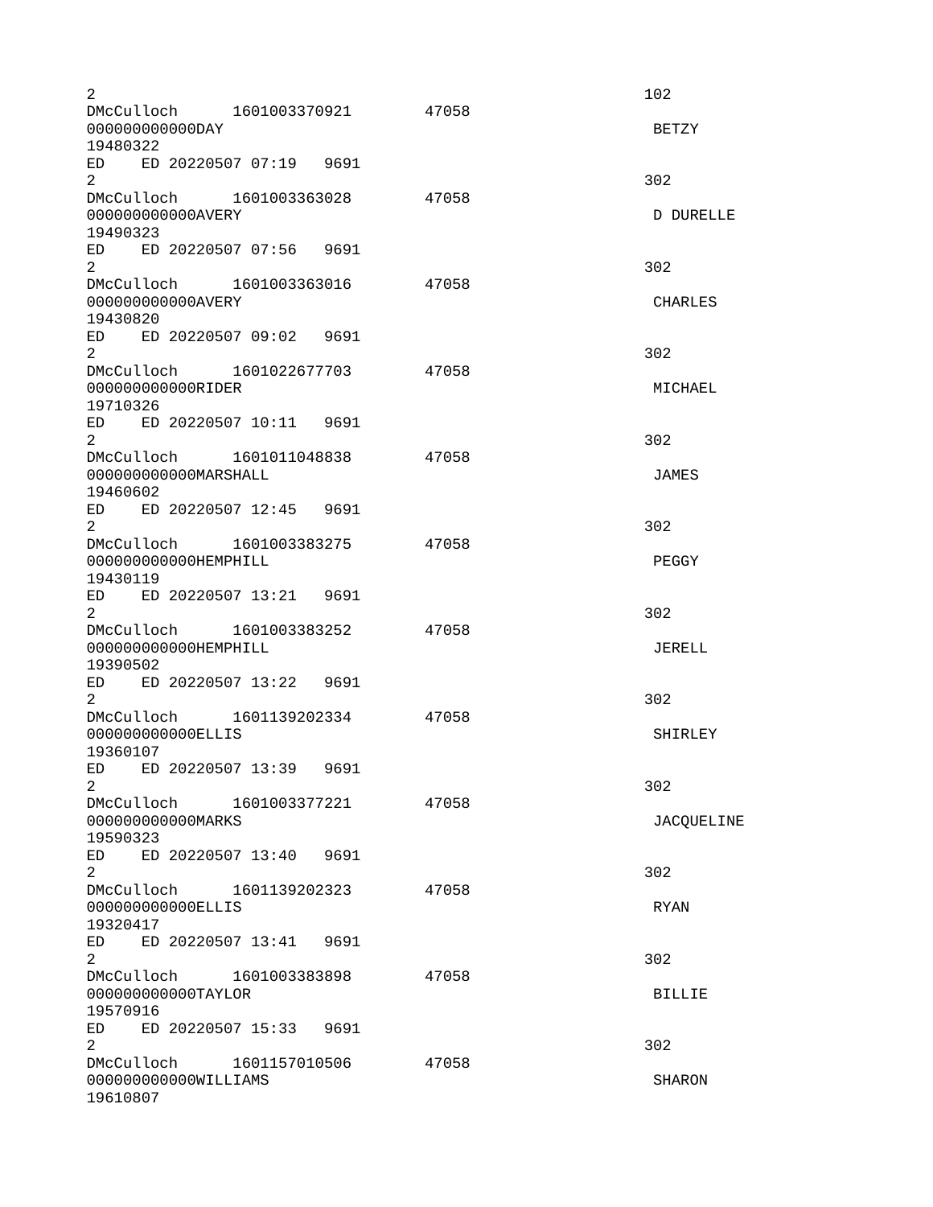```
2                                                                       102
DMcCulloch      1601003370921       47058
000000000000DAY                                                          BETZY
19480322
ED    ED 20220507 07:19   9691
2                                                                       302
DMcCulloch      1601003363028       47058
000000000000AVERY                                                        D DURELLE
19490323
ED    ED 20220507 07:56   9691
2                                                                       302
DMcCulloch      1601003363016       47058
000000000000AVERY                                                        CHARLES
19430820
ED    ED 20220507 09:02   9691
2                                                                       302
DMcCulloch      1601022677703       47058
000000000000RIDER                                                        MICHAEL
19710326
ED    ED 20220507 10:11   9691
2                                                                       302
DMcCulloch      1601011048838       47058
000000000000MARSHALL                                                     JAMES
19460602
ED    ED 20220507 12:45   9691
2                                                                       302
DMcCulloch      1601003383275       47058
000000000000HEMPHILL                                                     PEGGY
19430119
ED    ED 20220507 13:21   9691
2                                                                       302
DMcCulloch      1601003383252       47058
000000000000HEMPHILL                                                     JERELL
19390502
ED    ED 20220507 13:22   9691
2                                                                       302
DMcCulloch      1601139202334       47058
000000000000ELLIS                                                        SHIRLEY
19360107
ED    ED 20220507 13:39   9691
2                                                                       302
DMcCulloch      1601003377221       47058
000000000000MARKS                                                        JACQUELINE
19590323
ED    ED 20220507 13:40   9691
2                                                                       302
DMcCulloch      1601139202323       47058
000000000000ELLIS                                                        RYAN
19320417
ED    ED 20220507 13:41   9691
2                                                                       302
DMcCulloch      1601003383898       47058
000000000000TAYLOR                                                       BILLIE
19570916
ED    ED 20220507 15:33   9691
2                                                                       302
DMcCulloch      1601157010506       47058
000000000000WILLIAMS                                                     SHARON
19610807
```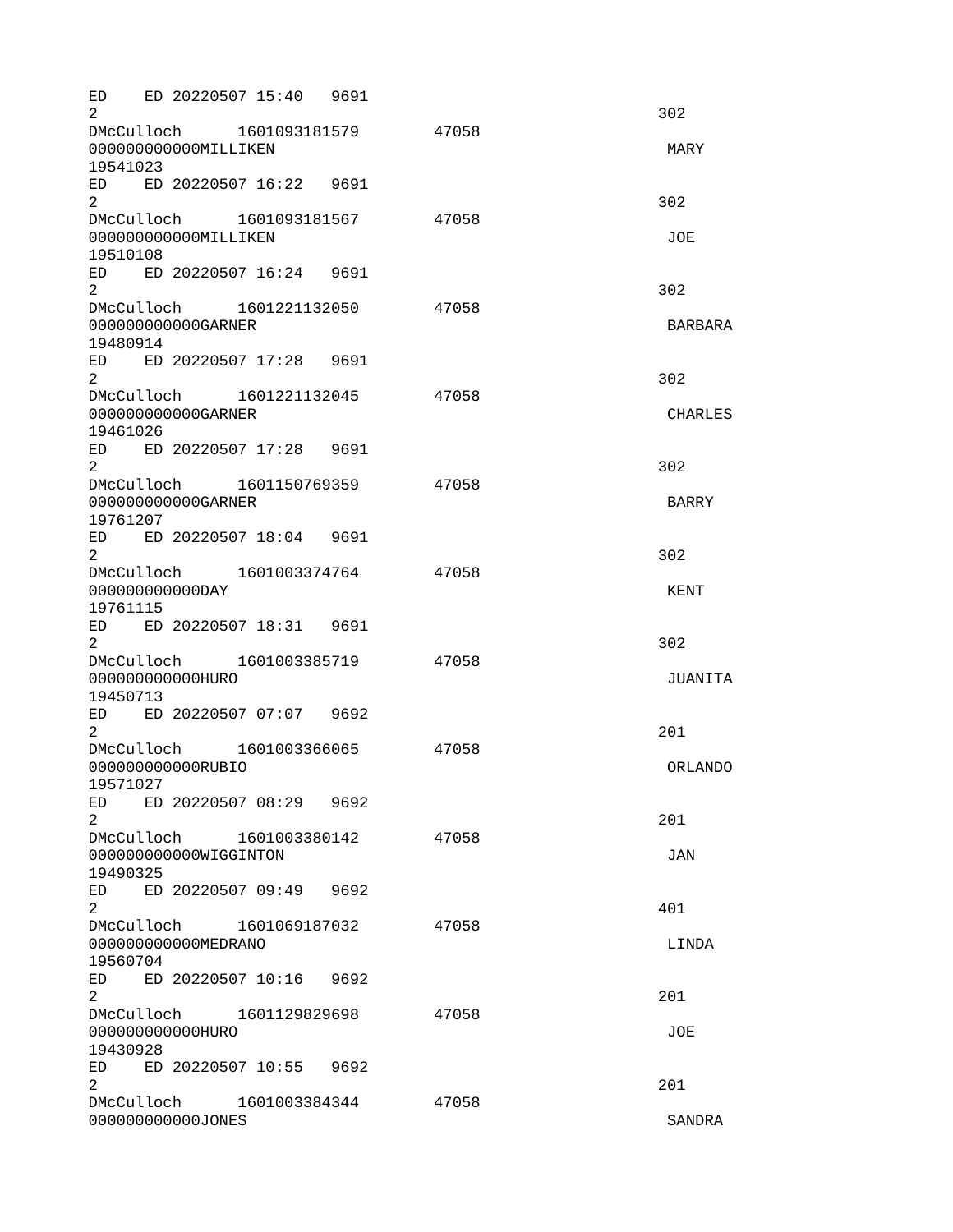```
ED    ED 20220507 15:40   9691
2                                                                       302
DMcCulloch      1601093181579       47058
000000000000MILLIKEN                                                     MARY
19541023
ED    ED 20220507 16:22   9691
2                                                                       302
DMcCulloch      1601093181567       47058
000000000000MILLIKEN                                                     JOE
19510108
ED    ED 20220507 16:24   9691
2                                                                       302
DMcCulloch      1601221132050       47058
000000000000GARNER                                                       BARBARA
19480914
ED    ED 20220507 17:28   9691
2                                                                       302
DMcCulloch      1601221132045       47058
000000000000GARNER                                                       CHARLES
19461026
ED    ED 20220507 17:28   9691
2                                                                       302
DMcCulloch      1601150769359       47058
000000000000GARNER                                                       BARRY
19761207
ED    ED 20220507 18:04   9691
2                                                                       302
DMcCulloch      1601003374764       47058
000000000000DAY                                                          KENT
19761115
ED    ED 20220507 18:31   9691
2                                                                       302
DMcCulloch      1601003385719       47058
000000000000HURO                                                         JUANITA
19450713
ED    ED 20220507 07:07   9692
2                                                                       201
DMcCulloch      1601003366065       47058
000000000000RUBIO                                                        ORLANDO
19571027
ED    ED 20220507 08:29   9692
2                                                                       201
DMcCulloch      1601003380142       47058
000000000000WIGGINTON                                                    JAN
19490325
ED    ED 20220507 09:49   9692
2                                                                       401
DMcCulloch      1601069187032       47058
000000000000MEDRANO                                                      LINDA
19560704
ED    ED 20220507 10:16   9692
2                                                                       201
DMcCulloch      1601129829698       47058
000000000000HURO                                                         JOE
19430928
ED    ED 20220507 10:55   9692
2                                                                       201
DMcCulloch      1601003384344       47058
000000000000JONES                                                        SANDRA
```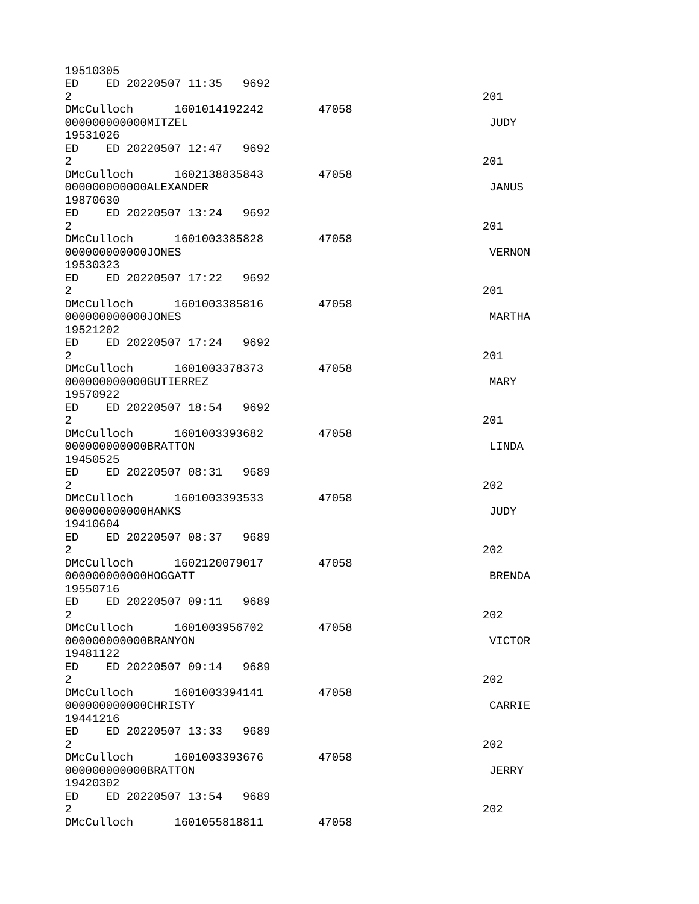```
19510305
ED    ED 20220507 11:35   9692
2                                                                201
DMcCulloch      1601014192242       47058
000000000000MITZEL                                                JUDY
19531026
ED    ED 20220507 12:47   9692
2                                                                201
DMcCulloch      1602138835843       47058
000000000000ALEXANDER                                             JANUS
19870630
ED    ED 20220507 13:24   9692
2                                                                201
DMcCulloch      1601003385828       47058
000000000000JONES                                                 VERNON
19530323
ED    ED 20220507 17:22   9692
2                                                                201
DMcCulloch      1601003385816       47058
000000000000JONES                                                 MARTHA
19521202
ED    ED 20220507 17:24   9692
2                                                                201
DMcCulloch      1601003378373       47058
000000000000GUTIERREZ                                             MARY
19570922
ED    ED 20220507 18:54   9692
2                                                                201
DMcCulloch      1601003393682       47058
000000000000BRATTON                                               LINDA
19450525
ED    ED 20220507 08:31   9689
2                                                                202
DMcCulloch      1601003393533       47058
000000000000HANKS                                                 JUDY
19410604
ED    ED 20220507 08:37   9689
2                                                                202
DMcCulloch      1602120079017       47058
000000000000HOGGATT                                               BRENDA
19550716
ED    ED 20220507 09:11   9689
2                                                                202
DMcCulloch      1601003956702       47058
000000000000BRANYON                                               VICTOR
19481122
ED    ED 20220507 09:14   9689
2                                                                202
DMcCulloch      1601003394141       47058
000000000000CHRISTY                                               CARRIE
19441216
ED    ED 20220507 13:33   9689
2                                                                202
DMcCulloch      1601003393676       47058
000000000000BRATTON                                               JERRY
19420302
ED    ED 20220507 13:54   9689
2                                                                202
DMcCulloch      1601055818811       47058
```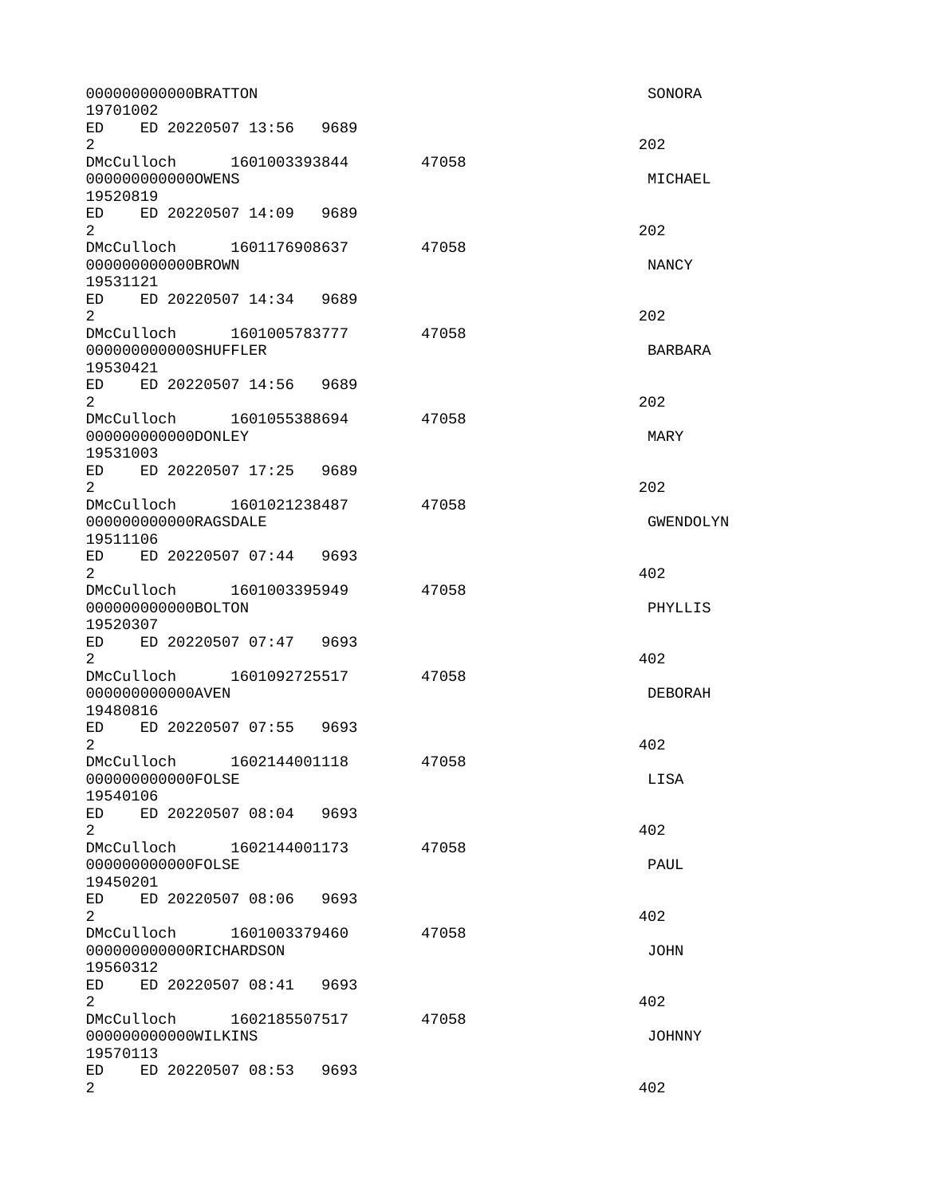```
000000000000BRATTON                                                    SONORA
19701002
ED    ED 20220507 13:56   9689
2                                                                     202
DMcCulloch      1601003393844       47058
000000000000OWENS                                                      MICHAEL
19520819
ED    ED 20220507 14:09   9689
2                                                                     202
DMcCulloch      1601176908637       47058
000000000000BROWN                                                      NANCY
19531121
ED    ED 20220507 14:34   9689
2                                                                     202
DMcCulloch      1601005783777       47058
000000000000SHUFFLER                                                   BARBARA
19530421
ED    ED 20220507 14:56   9689
2                                                                     202
DMcCulloch      1601055388694       47058
000000000000DONLEY                                                     MARY
19531003
ED    ED 20220507 17:25   9689
2                                                                     202
DMcCulloch      1601021238487       47058
000000000000RAGSDALE                                                   GWENDOLYN
19511106
ED    ED 20220507 07:44   9693
2                                                                     402
DMcCulloch      1601003395949       47058
000000000000BOLTON                                                     PHYLLIS
19520307
ED    ED 20220507 07:47   9693
2                                                                     402
DMcCulloch      1601092725517       47058
000000000000AVEN                                                       DEBORAH
19480816
ED    ED 20220507 07:55   9693
2                                                                     402
DMcCulloch      1602144001118       47058
000000000000FOLSE                                                      LISA
19540106
ED    ED 20220507 08:04   9693
2                                                                     402
DMcCulloch      1602144001173       47058
000000000000FOLSE                                                      PAUL
19450201
ED    ED 20220507 08:06   9693
2                                                                     402
DMcCulloch      1601003379460       47058
000000000000RICHARDSON                                                 JOHN
19560312
ED    ED 20220507 08:41   9693
2                                                                     402
DMcCulloch      1602185507517       47058
000000000000WILKINS                                                    JOHNNY
19570113
ED    ED 20220507 08:53   9693
2                                                                     402
```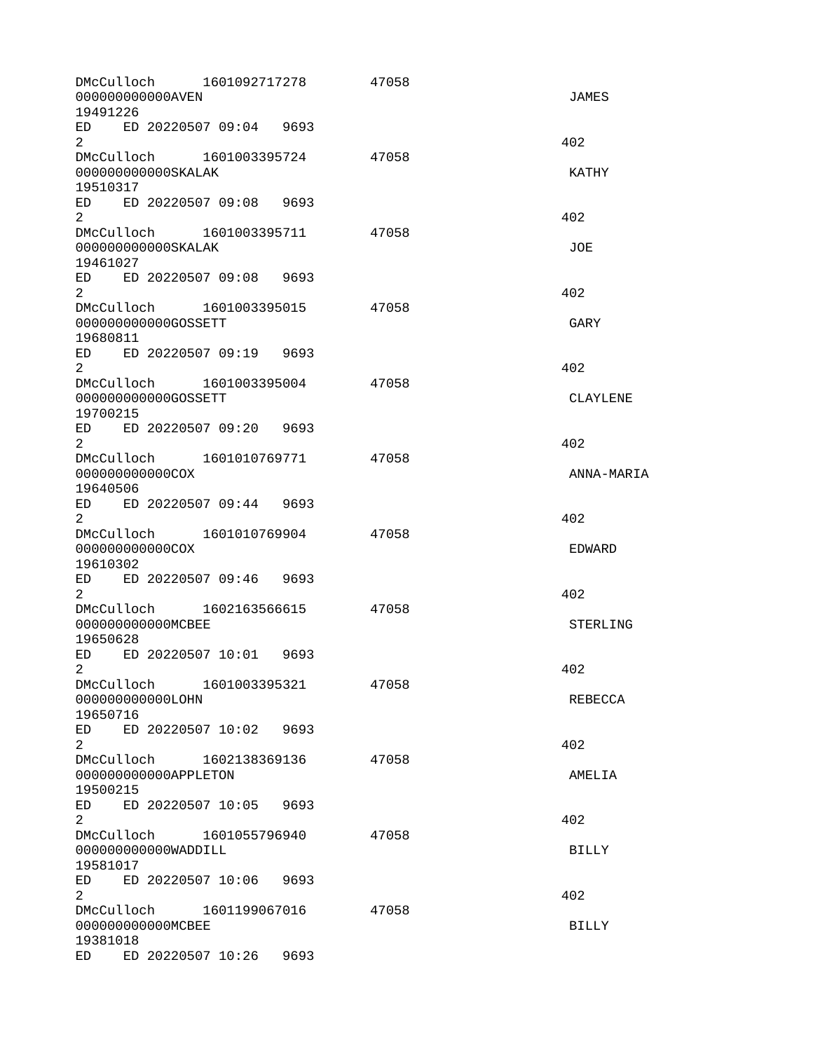```
DMcCulloch      1601092717278       47058
000000000000AVEN                                                        JAMES
19491226
ED    ED 20220507 09:04   9693
2                                                                      402
DMcCulloch      1601003395724       47058
000000000000SKALAK                                                      KATHY
19510317
ED    ED 20220507 09:08   9693
2                                                                      402
DMcCulloch      1601003395711       47058
000000000000SKALAK                                                      JOE
19461027
ED    ED 20220507 09:08   9693
2                                                                      402
DMcCulloch      1601003395015       47058
000000000000GOSSETT                                                     GARY
19680811
ED    ED 20220507 09:19   9693
2                                                                      402
DMcCulloch      1601003395004       47058
000000000000GOSSETT                                                     CLAYLENE
19700215
ED    ED 20220507 09:20   9693
2                                                                      402
DMcCulloch      1601010769771       47058
000000000000COX                                                         ANNA-MARIA
19640506
ED    ED 20220507 09:44   9693
2                                                                      402
DMcCulloch      1601010769904       47058
000000000000COX                                                         EDWARD
19610302
ED    ED 20220507 09:46   9693
2                                                                      402
DMcCulloch      1602163566615       47058
000000000000MCBEE                                                       STERLING
19650628
ED    ED 20220507 10:01   9693
2                                                                      402
DMcCulloch      1601003395321       47058
000000000000LOHN                                                        REBECCA
19650716
ED    ED 20220507 10:02   9693
2                                                                      402
DMcCulloch      1602138369136       47058
000000000000APPLETON                                                    AMELIA
19500215
ED    ED 20220507 10:05   9693
2                                                                      402
DMcCulloch      1601055796940       47058
000000000000WADDILL                                                     BILLY
19581017
ED    ED 20220507 10:06   9693
2                                                                      402
DMcCulloch      1601199067016       47058
000000000000MCBEE                                                       BILLY
19381018
ED    ED 20220507 10:26   9693
```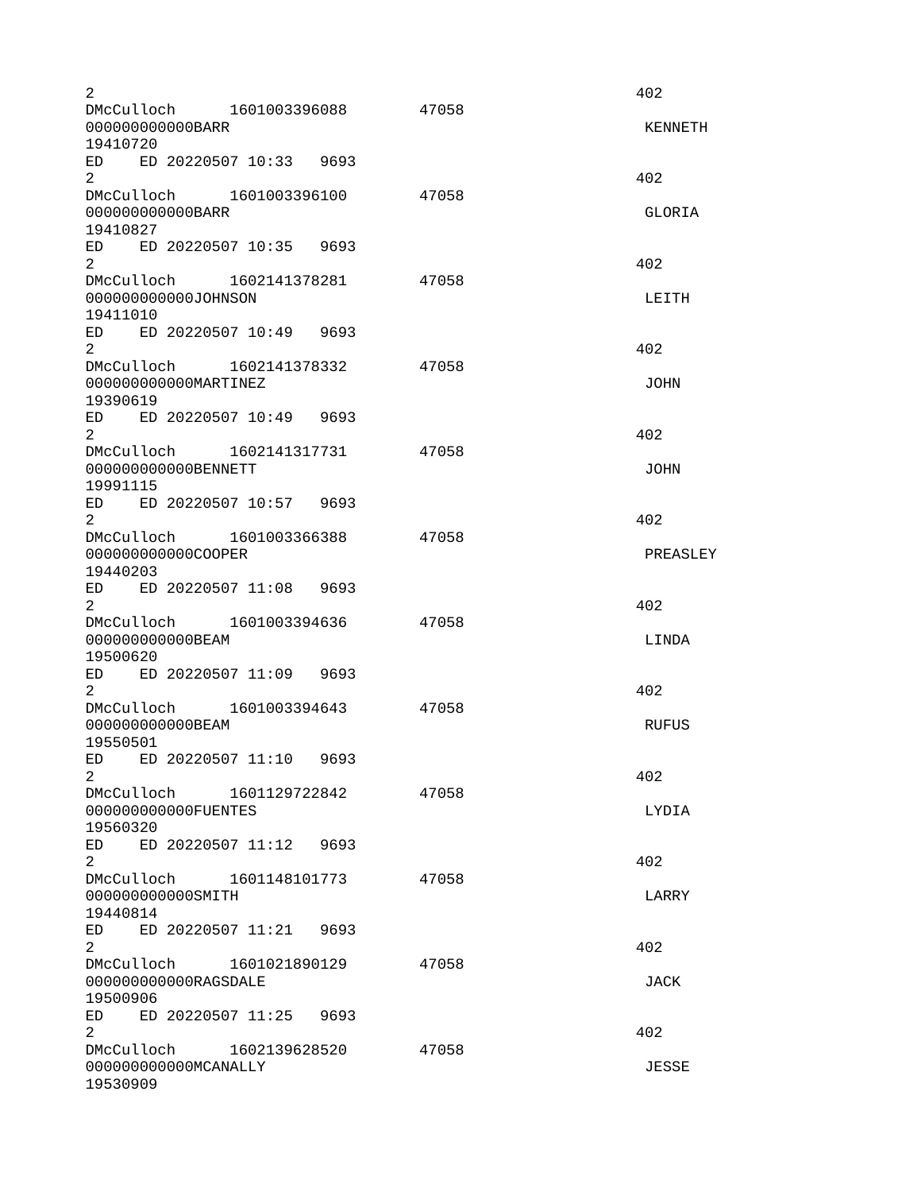```
2                                                                         402
DMcCulloch      1601003396088       47058
000000000000BARR                                                           KENNETH
19410720
ED    ED 20220507 10:33   9693
2                                                                         402
DMcCulloch      1601003396100       47058
000000000000BARR                                                           GLORIA
19410827
ED    ED 20220507 10:35   9693
2                                                                         402
DMcCulloch      1602141378281       47058
000000000000JOHNSON                                                        LEITH
19411010
ED    ED 20220507 10:49   9693
2                                                                         402
DMcCulloch      1602141378332       47058
000000000000MARTINEZ                                                       JOHN
19390619
ED    ED 20220507 10:49   9693
2                                                                         402
DMcCulloch      1602141317731       47058
000000000000BENNETT                                                        JOHN
19991115
ED    ED 20220507 10:57   9693
2                                                                         402
DMcCulloch      1601003366388       47058
000000000000COOPER                                                         PREASLEY
19440203
ED    ED 20220507 11:08   9693
2                                                                         402
DMcCulloch      1601003394636       47058
000000000000BEAM                                                           LINDA
19500620
ED    ED 20220507 11:09   9693
2                                                                         402
DMcCulloch      1601003394643       47058
000000000000BEAM                                                           RUFUS
19550501
ED    ED 20220507 11:10   9693
2                                                                         402
DMcCulloch      1601129722842       47058
000000000000FUENTES                                                        LYDIA
19560320
ED    ED 20220507 11:12   9693
2                                                                         402
DMcCulloch      1601148101773       47058
000000000000SMITH                                                          LARRY
19440814
ED    ED 20220507 11:21   9693
2                                                                         402
DMcCulloch      1601021890129       47058
000000000000RAGSDALE                                                       JACK
19500906
ED    ED 20220507 11:25   9693
2                                                                         402
DMcCulloch      1602139628520       47058
000000000000MCANALLY                                                       JESSE
19530909
```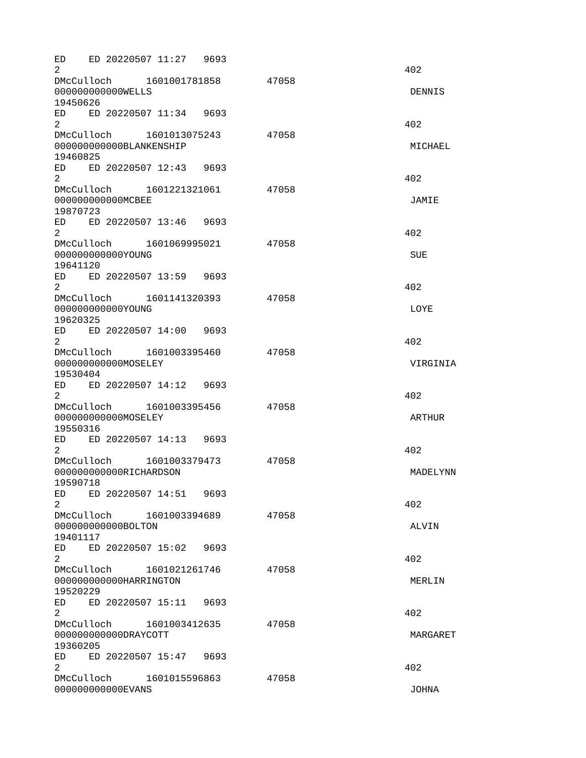```
ED    ED 20220507 11:27   9693
2                                                                402
DMcCulloch      1601001781858       47058
000000000000WELLS                                                 DENNIS
19450626
ED    ED 20220507 11:34   9693
2                                                                402
DMcCulloch      1601013075243       47058
000000000000BLANKENSHIP                                           MICHAEL
19460825
ED    ED 20220507 12:43   9693
2                                                                402
DMcCulloch      1601221321061       47058
000000000000MCBEE                                                 JAMIE
19870723
ED    ED 20220507 13:46   9693
2                                                                402
DMcCulloch      1601069995021       47058
000000000000YOUNG                                                 SUE
19641120
ED    ED 20220507 13:59   9693
2                                                                402
DMcCulloch      1601141320393       47058
000000000000YOUNG                                                 LOYE
19620325
ED    ED 20220507 14:00   9693
2                                                                402
DMcCulloch      1601003395460       47058
000000000000MOSELEY                                               VIRGINIA
19530404
ED    ED 20220507 14:12   9693
2                                                                402
DMcCulloch      1601003395456       47058
000000000000MOSELEY                                               ARTHUR
19550316
ED    ED 20220507 14:13   9693
2                                                                402
DMcCulloch      1601003379473       47058
000000000000RICHARDSON                                            MADELYNN
19590718
ED    ED 20220507 14:51   9693
2                                                                402
DMcCulloch      1601003394689       47058
000000000000BOLTON                                                ALVIN
19401117
ED    ED 20220507 15:02   9693
2                                                                402
DMcCulloch      1601021261746       47058
000000000000HARRINGTON                                            MERLIN
19520229
ED    ED 20220507 15:11   9693
2                                                                402
DMcCulloch      1601003412635       47058
000000000000DRAYCOTT                                              MARGARET
19360205
ED    ED 20220507 15:47   9693
2                                                                402
DMcCulloch      1601015596863       47058
000000000000EVANS                                                 JOHNA
```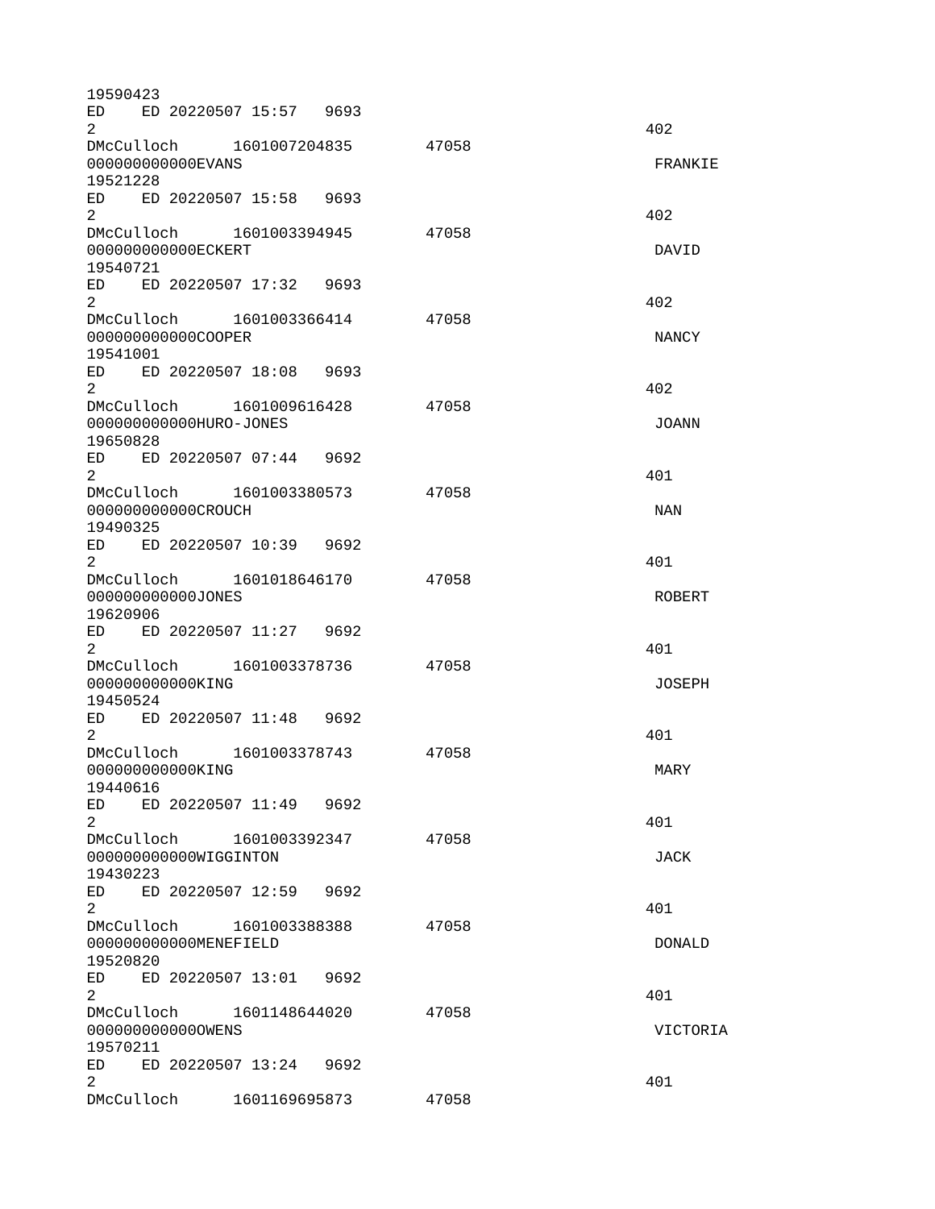```
19590423
ED    ED 20220507 15:57   9693
2                                                              402
DMcCulloch      1601007204835       47058
000000000000EVANS                                               FRANKIE
19521228
ED    ED 20220507 15:58   9693
2                                                              402
DMcCulloch      1601003394945       47058
000000000000ECKERT                                              DAVID
19540721
ED    ED 20220507 17:32   9693
2                                                              402
DMcCulloch      1601003366414       47058
000000000000COOPER                                              NANCY
19541001
ED    ED 20220507 18:08   9693
2                                                              402
DMcCulloch      1601009616428       47058
000000000000HURO-JONES                                          JOANN
19650828
ED    ED 20220507 07:44   9692
2                                                              401
DMcCulloch      1601003380573       47058
000000000000CROUCH                                              NAN
19490325
ED    ED 20220507 10:39   9692
2                                                              401
DMcCulloch      1601018646170       47058
000000000000JONES                                               ROBERT
19620906
ED    ED 20220507 11:27   9692
2                                                              401
DMcCulloch      1601003378736       47058
000000000000KING                                                JOSEPH
19450524
ED    ED 20220507 11:48   9692
2                                                              401
DMcCulloch      1601003378743       47058
000000000000KING                                                MARY
19440616
ED    ED 20220507 11:49   9692
2                                                              401
DMcCulloch      1601003392347       47058
000000000000WIGGINTON                                           JACK
19430223
ED    ED 20220507 12:59   9692
2                                                              401
DMcCulloch      1601003388388       47058
000000000000MENEFIELD                                           DONALD
19520820
ED    ED 20220507 13:01   9692
2                                                              401
DMcCulloch      1601148644020       47058
000000000000OWENS                                               VICTORIA
19570211
ED    ED 20220507 13:24   9692
2                                                              401
DMcCulloch      1601169695873       47058
```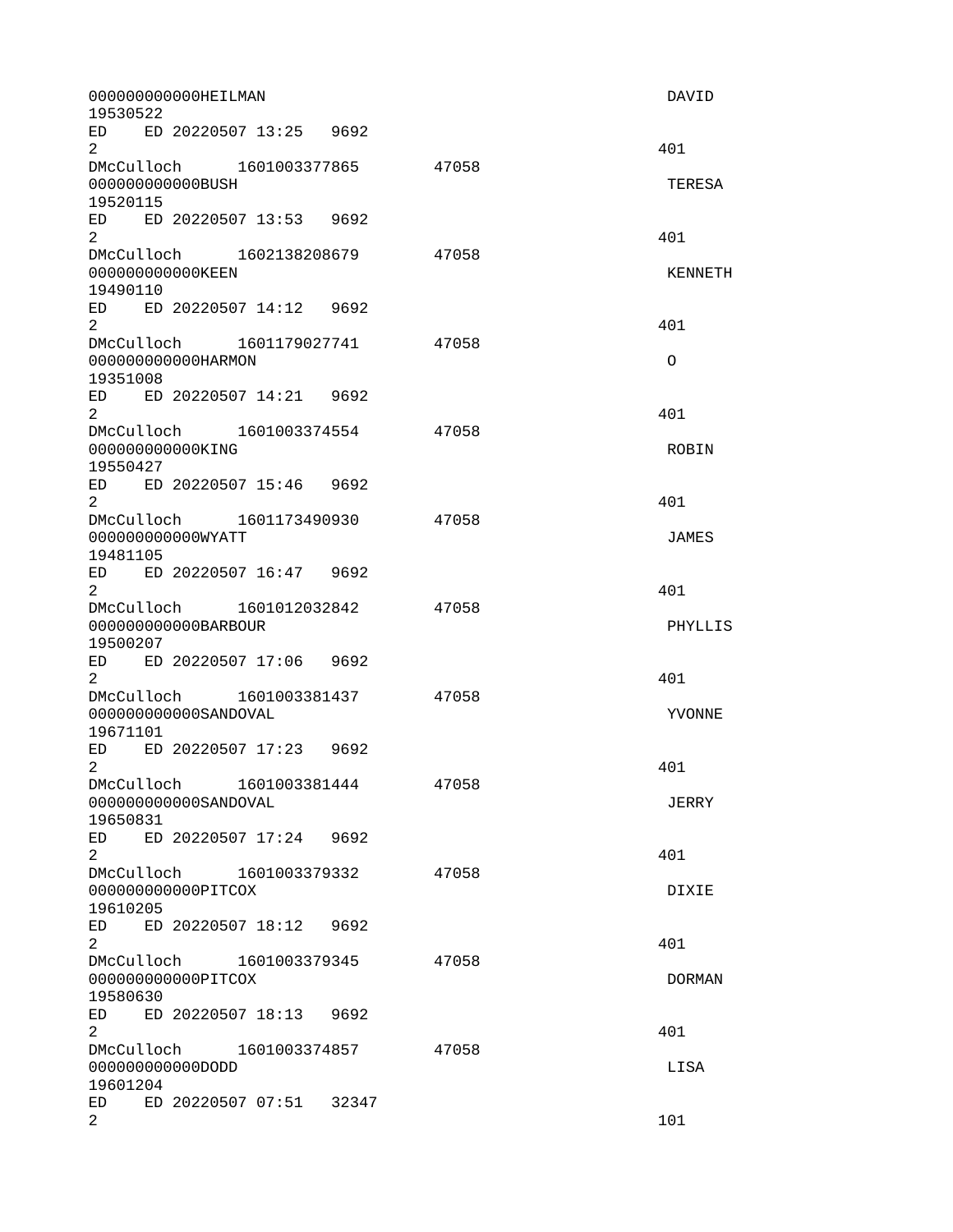```
000000000000HEILMAN                                                    DAVID
19530522
ED    ED 20220507 13:25   9692
2                                                                     401
DMcCulloch      1601003377865       47058
000000000000BUSH                                                       TERESA
19520115
ED    ED 20220507 13:53   9692
2                                                                     401
DMcCulloch      1602138208679       47058
000000000000KEEN                                                       KENNETH
19490110
ED    ED 20220507 14:12   9692
2                                                                     401
DMcCulloch      1601179027741       47058
000000000000HARMON                                                     O
19351008
ED    ED 20220507 14:21   9692
2                                                                     401
DMcCulloch      1601003374554       47058
000000000000KING                                                       ROBIN
19550427
ED    ED 20220507 15:46   9692
2                                                                     401
DMcCulloch      1601173490930       47058
000000000000WYATT                                                      JAMES
19481105
ED    ED 20220507 16:47   9692
2                                                                     401
DMcCulloch      1601012032842       47058
000000000000BARBOUR                                                    PHYLLIS
19500207
ED    ED 20220507 17:06   9692
2                                                                     401
DMcCulloch      1601003381437       47058
000000000000SANDOVAL                                                   YVONNE
19671101
ED    ED 20220507 17:23   9692
2                                                                     401
DMcCulloch      1601003381444       47058
000000000000SANDOVAL                                                   JERRY
19650831
ED    ED 20220507 17:24   9692
2                                                                     401
DMcCulloch      1601003379332       47058
000000000000PITCOX                                                     DIXIE
19610205
ED    ED 20220507 18:12   9692
2                                                                     401
DMcCulloch      1601003379345       47058
000000000000PITCOX                                                     DORMAN
19580630
ED    ED 20220507 18:13   9692
2                                                                     401
DMcCulloch      1601003374857       47058
000000000000DODD                                                       LISA
19601204
ED    ED 20220507 07:51   32347
2                                                                     101
```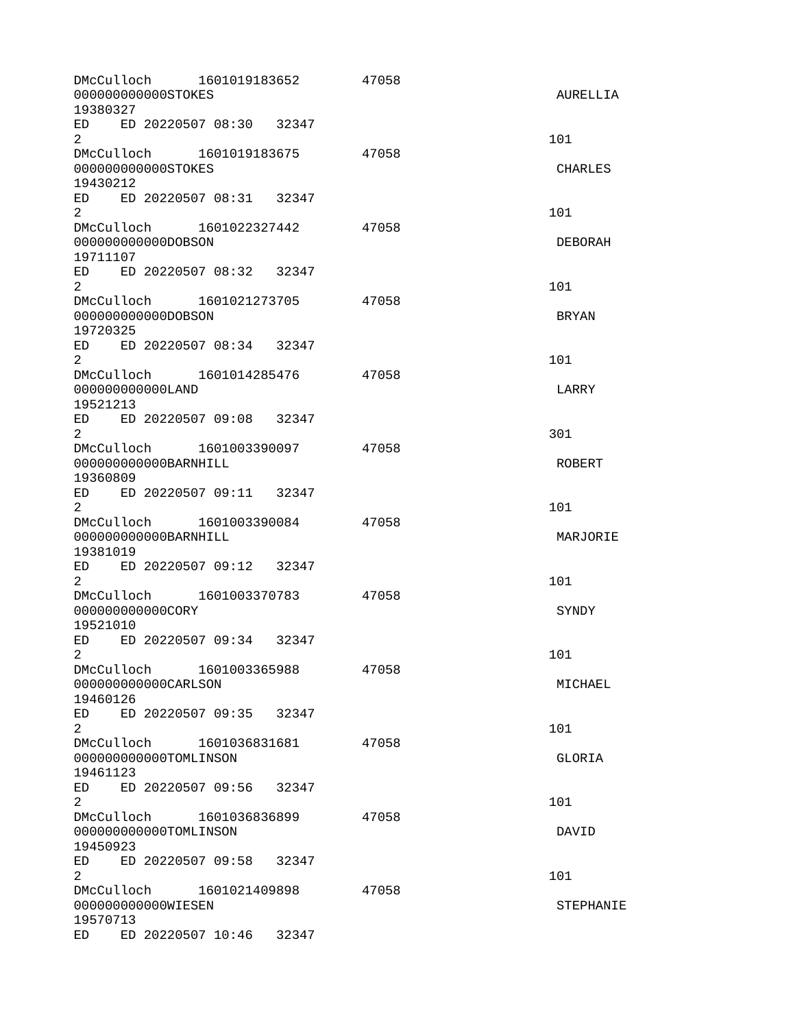```
DMcCulloch      1601019183652        47058
000000000000STOKES                                                    AURELLIA
19380327
ED    ED 20220507 08:30   32347
2                                                                    101
DMcCulloch      1601019183675        47058
000000000000STOKES                                                    CHARLES
19430212
ED    ED 20220507 08:31   32347
2                                                                    101
DMcCulloch      1601022327442        47058
000000000000DOBSON                                                    DEBORAH
19711107
ED    ED 20220507 08:32   32347
2                                                                    101
DMcCulloch      1601021273705        47058
000000000000DOBSON                                                    BRYAN
19720325
ED    ED 20220507 08:34   32347
2                                                                    101
DMcCulloch      1601014285476        47058
000000000000LAND                                                      LARRY
19521213
ED    ED 20220507 09:08   32347
2                                                                    301
DMcCulloch      1601003390097        47058
000000000000BARNHILL                                                  ROBERT
19360809
ED    ED 20220507 09:11   32347
2                                                                    101
DMcCulloch      1601003390084        47058
000000000000BARNHILL                                                  MARJORIE
19381019
ED    ED 20220507 09:12   32347
2                                                                    101
DMcCulloch      1601003370783        47058
000000000000CORY                                                      SYNDY
19521010
ED    ED 20220507 09:34   32347
2                                                                    101
DMcCulloch      1601003365988        47058
000000000000CARLSON                                                   MICHAEL
19460126
ED    ED 20220507 09:35   32347
2                                                                    101
DMcCulloch      1601036831681        47058
000000000000TOMLINSON                                                 GLORIA
19461123
ED    ED 20220507 09:56   32347
2                                                                    101
DMcCulloch      1601036836899        47058
000000000000TOMLINSON                                                 DAVID
19450923
ED    ED 20220507 09:58   32347
2                                                                    101
DMcCulloch      1601021409898        47058
000000000000WIESEN                                                    STEPHANIE
19570713
ED    ED 20220507 10:46   32347
```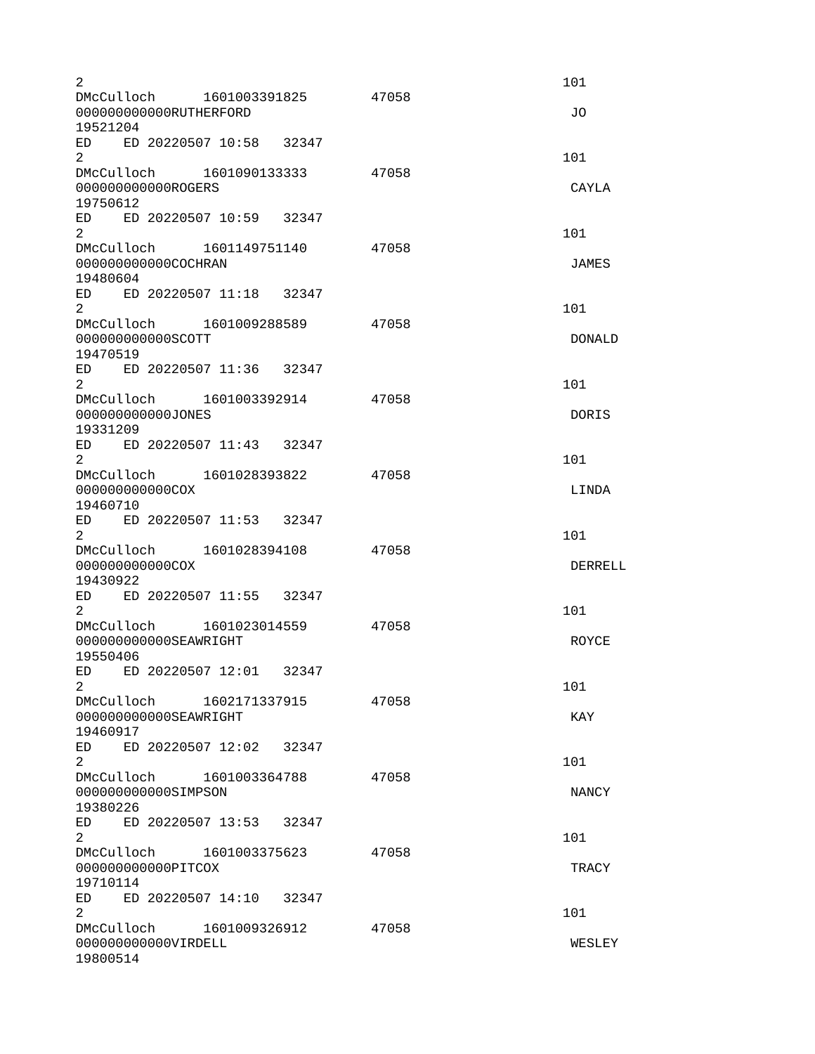```
2                                                                     101
DMcCulloch      1601003391825        47058
000000000000RUTHERFORD                                                 JO
19521204
ED    ED 20220507 10:58   32347
2                                                                     101
DMcCulloch      1601090133333        47058
000000000000ROGERS                                                     CAYLA
19750612
ED    ED 20220507 10:59   32347
2                                                                     101
DMcCulloch      1601149751140        47058
000000000000COCHRAN                                                    JAMES
19480604
ED    ED 20220507 11:18   32347
2                                                                     101
DMcCulloch      1601009288589        47058
000000000000SCOTT                                                      DONALD
19470519
ED    ED 20220507 11:36   32347
2                                                                     101
DMcCulloch      1601003392914        47058
000000000000JONES                                                      DORIS
19331209
ED    ED 20220507 11:43   32347
2                                                                     101
DMcCulloch      1601028393822        47058
000000000000COX                                                        LINDA
19460710
ED    ED 20220507 11:53   32347
2                                                                     101
DMcCulloch      1601028394108        47058
000000000000COX                                                        DERRELL
19430922
ED    ED 20220507 11:55   32347
2                                                                     101
DMcCulloch      1601023014559        47058
000000000000SEAWRIGHT                                                  ROYCE
19550406
ED    ED 20220507 12:01   32347
2                                                                     101
DMcCulloch      1602171337915        47058
000000000000SEAWRIGHT                                                  KAY
19460917
ED    ED 20220507 12:02   32347
2                                                                     101
DMcCulloch      1601003364788        47058
000000000000SIMPSON                                                    NANCY
19380226
ED    ED 20220507 13:53   32347
2                                                                     101
DMcCulloch      1601003375623        47058
000000000000PITCOX                                                     TRACY
19710114
ED    ED 20220507 14:10   32347
2                                                                     101
DMcCulloch      1601009326912        47058
000000000000VIRDELL                                                    WESLEY
19800514
```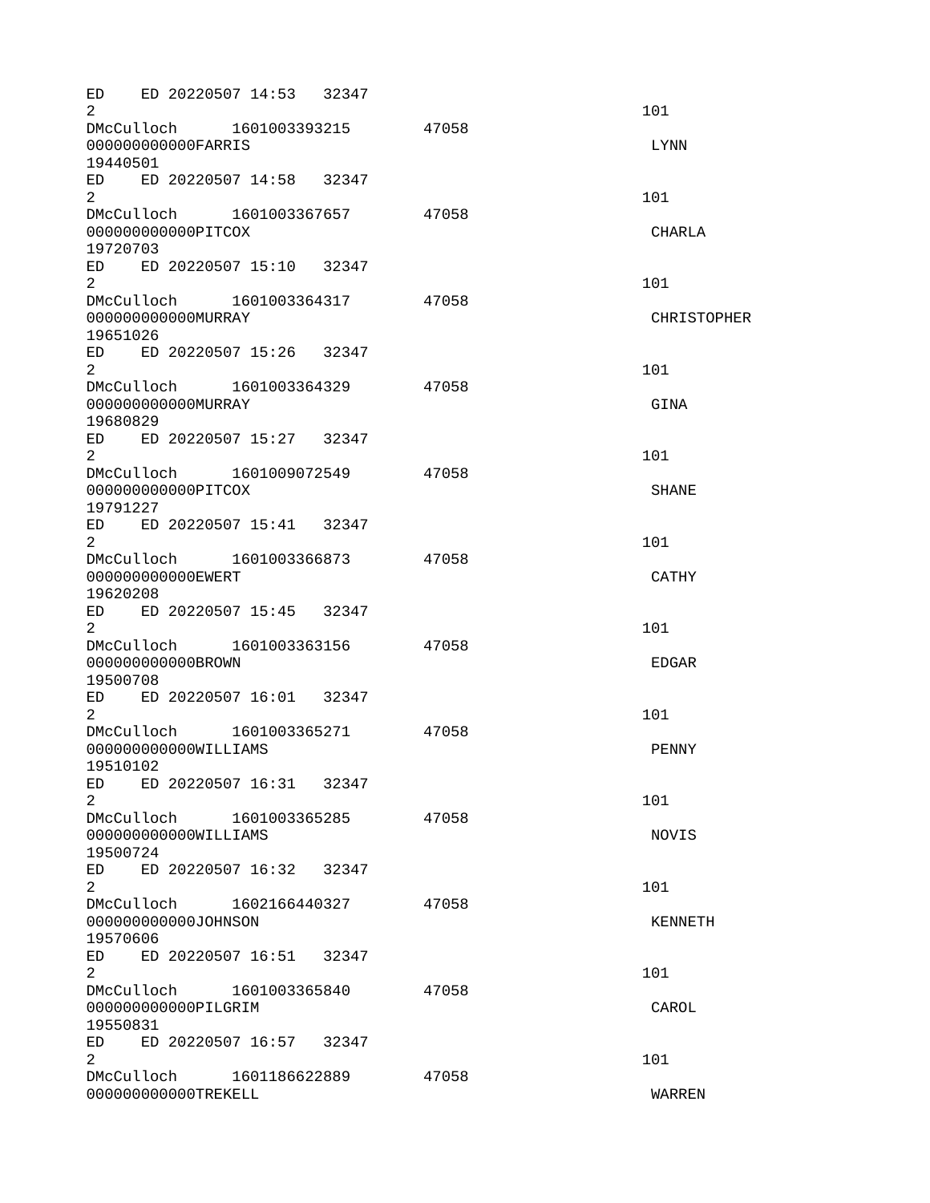```
ED    ED 20220507 14:53   32347
2                                                                     101
DMcCulloch      1601003393215       47058
000000000000FARRIS                                                     LYNN
19440501
ED    ED 20220507 14:58   32347
2                                                                     101
DMcCulloch      1601003367657       47058
000000000000PITCOX                                                     CHARLA
19720703
ED    ED 20220507 15:10   32347
2                                                                     101
DMcCulloch      1601003364317       47058
000000000000MURRAY                                                     CHRISTOPHER
19651026
ED    ED 20220507 15:26   32347
2                                                                     101
DMcCulloch      1601003364329       47058
000000000000MURRAY                                                     GINA
19680829
ED    ED 20220507 15:27   32347
2                                                                     101
DMcCulloch      1601009072549       47058
000000000000PITCOX                                                     SHANE
19791227
ED    ED 20220507 15:41   32347
2                                                                     101
DMcCulloch      1601003366873       47058
000000000000EWERT                                                      CATHY
19620208
ED    ED 20220507 15:45   32347
2                                                                     101
DMcCulloch      1601003363156       47058
000000000000BROWN                                                      EDGAR
19500708
ED    ED 20220507 16:01   32347
2                                                                     101
DMcCulloch      1601003365271       47058
000000000000WILLIAMS                                                   PENNY
19510102
ED    ED 20220507 16:31   32347
2                                                                     101
DMcCulloch      1601003365285       47058
000000000000WILLIAMS                                                   NOVIS
19500724
ED    ED 20220507 16:32   32347
2                                                                     101
DMcCulloch      1602166440327       47058
000000000000JOHNSON                                                    KENNETH
19570606
ED    ED 20220507 16:51   32347
2                                                                     101
DMcCulloch      1601003365840       47058
000000000000PILGRIM                                                    CAROL
19550831
ED    ED 20220507 16:57   32347
2                                                                     101
DMcCulloch      1601186622889       47058
000000000000TREKELL                                                    WARREN
```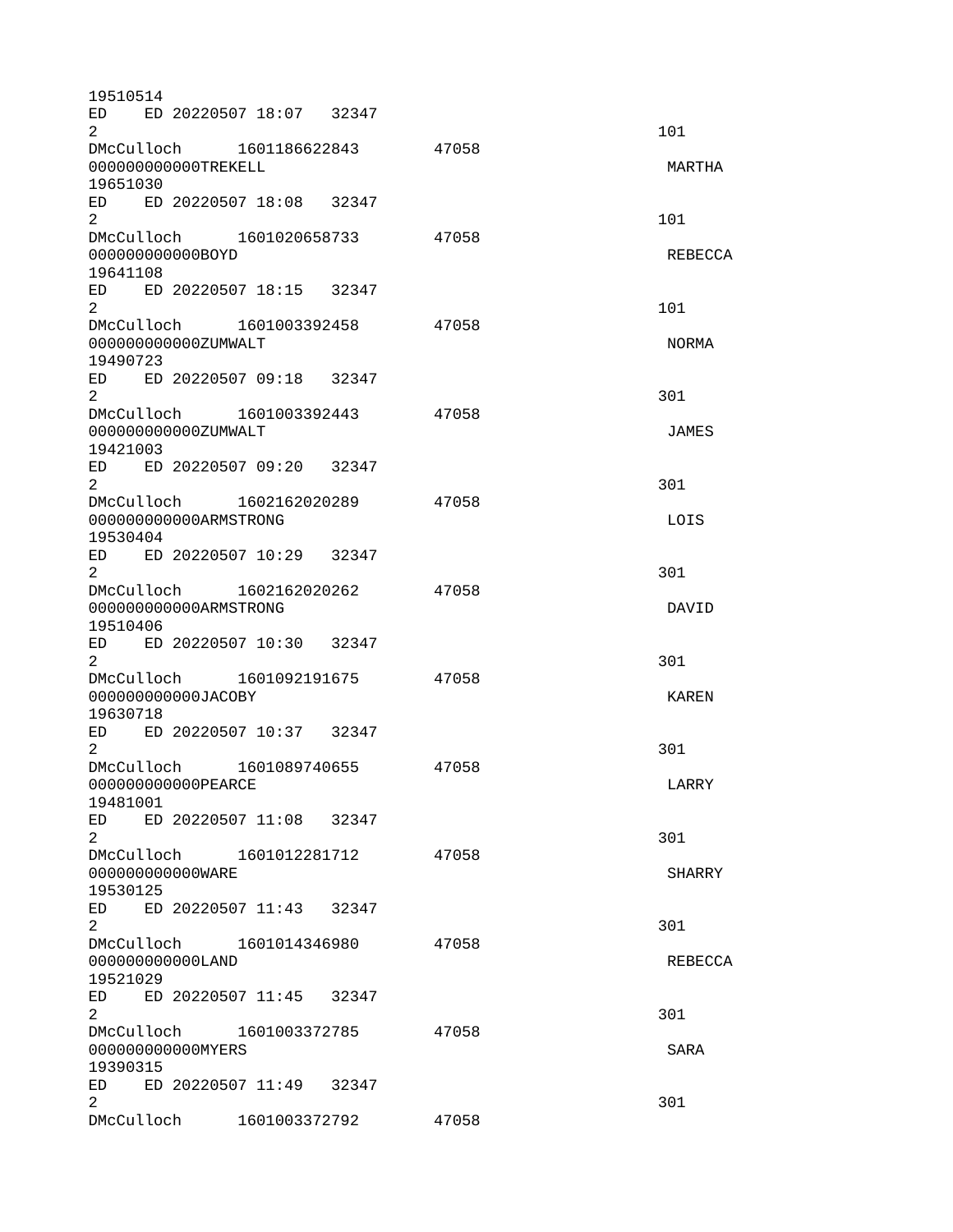```
19510514
ED    ED 20220507 18:07   32347
2                                                                101
DMcCulloch      1601186622843        47058
000000000000TREKELL                                              MARTHA
19651030
ED    ED 20220507 18:08   32347
2                                                                101
DMcCulloch      1601020658733        47058
000000000000BOYD                                                 REBECCA
19641108
ED    ED 20220507 18:15   32347
2                                                                101
DMcCulloch      1601003392458        47058
000000000000ZUMWALT                                              NORMA
19490723
ED    ED 20220507 09:18   32347
2                                                                301
DMcCulloch      1601003392443        47058
000000000000ZUMWALT                                              JAMES
19421003
ED    ED 20220507 09:20   32347
2                                                                301
DMcCulloch      1602162020289        47058
000000000000ARMSTRONG                                            LOIS
19530404
ED    ED 20220507 10:29   32347
2                                                                301
DMcCulloch      1602162020262        47058
000000000000ARMSTRONG                                            DAVID
19510406
ED    ED 20220507 10:30   32347
2                                                                301
DMcCulloch      1601092191675        47058
000000000000JACOBY                                               KAREN
19630718
ED    ED 20220507 10:37   32347
2                                                                301
DMcCulloch      1601089740655        47058
000000000000PEARCE                                               LARRY
19481001
ED    ED 20220507 11:08   32347
2                                                                301
DMcCulloch      1601012281712        47058
000000000000WARE                                                 SHARRY
19530125
ED    ED 20220507 11:43   32347
2                                                                301
DMcCulloch      1601014346980        47058
000000000000LAND                                                 REBECCA
19521029
ED    ED 20220507 11:45   32347
2                                                                301
DMcCulloch      1601003372785        47058
000000000000MYERS                                                SARA
19390315
ED    ED 20220507 11:49   32347
2                                                                301
DMcCulloch      1601003372792        47058
```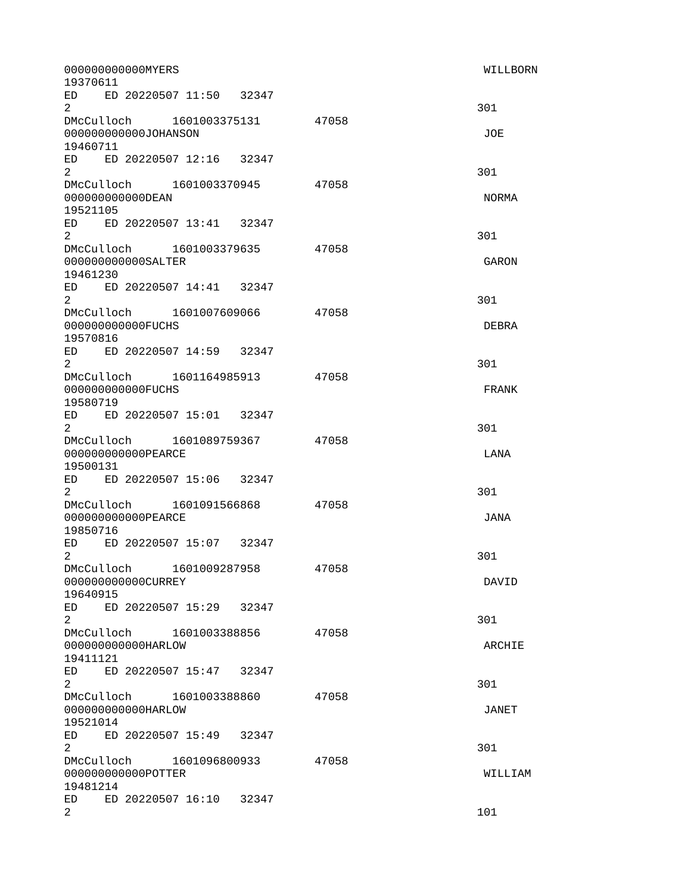```
000000000000MYERS                                                    WILLBORN
19370611
ED    ED 20220507 11:50   32347
2                                                                   301
DMcCulloch      1601003375131       47058
000000000000JOHANSON                                                 JOE
19460711
ED    ED 20220507 12:16   32347
2                                                                   301
DMcCulloch      1601003370945       47058
000000000000DEAN                                                     NORMA
19521105
ED    ED 20220507 13:41   32347
2                                                                   301
DMcCulloch      1601003379635       47058
000000000000SALTER                                                   GARON
19461230
ED    ED 20220507 14:41   32347
2                                                                   301
DMcCulloch      1601007609066       47058
000000000000FUCHS                                                    DEBRA
19570816
ED    ED 20220507 14:59   32347
2                                                                   301
DMcCulloch      1601164985913       47058
000000000000FUCHS                                                    FRANK
19580719
ED    ED 20220507 15:01   32347
2                                                                   301
DMcCulloch      1601089759367       47058
000000000000PEARCE                                                   LANA
19500131
ED    ED 20220507 15:06   32347
2                                                                   301
DMcCulloch      1601091566868       47058
000000000000PEARCE                                                   JANA
19850716
ED    ED 20220507 15:07   32347
2                                                                   301
DMcCulloch      1601009287958       47058
000000000000CURREY                                                   DAVID
19640915
ED    ED 20220507 15:29   32347
2                                                                   301
DMcCulloch      1601003388856       47058
000000000000HARLOW                                                   ARCHIE
19411121
ED    ED 20220507 15:47   32347
2                                                                   301
DMcCulloch      1601003388860       47058
000000000000HARLOW                                                   JANET
19521014
ED    ED 20220507 15:49   32347
2                                                                   301
DMcCulloch      1601096800933       47058
000000000000POTTER                                                   WILLIAM
19481214
ED    ED 20220507 16:10   32347
2                                                                   101
```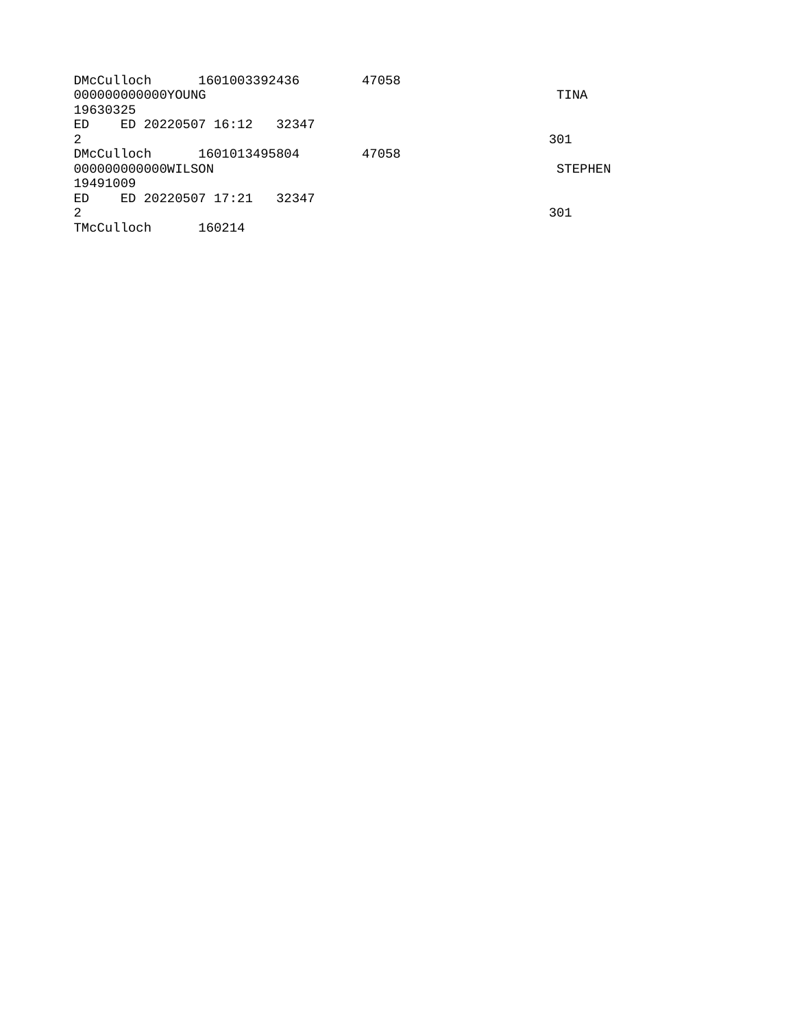```
DMcCulloch      1601003392436        47058
000000000000YOUNG                                                           TINA
19630325
ED    ED 20220507 16:12   32347
2                                                                          301
DMcCulloch      1601013495804        47058
000000000000WILSON                                                          STEPHEN
19491009
ED    ED 20220507 17:21   32347
2                                                                          301
TMcCulloch      160214
```